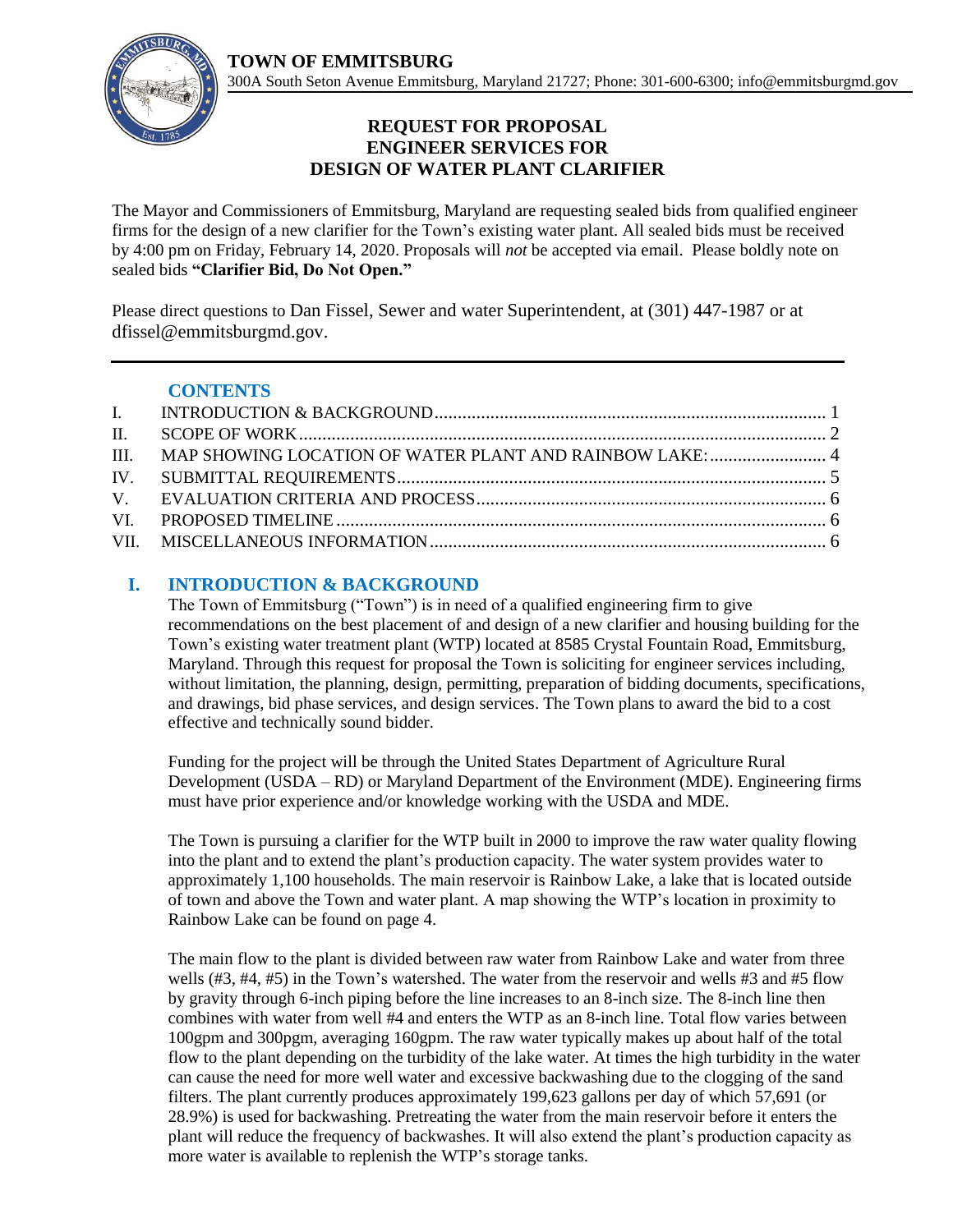**TOWN OF EMMITSBURG**
300A South Seton Avenue Emmitsburg, Maryland 21727; Phone: 301-600-6300; info@emmitsburgmd.gov

# REQUEST FOR PROPOSAL
# ENGINEER SERVICES FOR
# DESIGN OF WATER PLANT CLARIFIER

The Mayor and Commissioners of Emmitsburg, Maryland are requesting sealed bids from qualified engineer firms for the design of a new clarifier for the Town's existing water plant. All sealed bids must be received by 4:00 pm on Friday, February 14, 2020. Proposals will *not* be accepted via email. Please boldly note on sealed bids **"Clarifier Bid, Do Not Open."**

Please direct questions to Dan Fissel, Sewer and water Superintendent, at (301) 447-1987 or at dfissel@emmitsburgmd.gov.

---

## CONTENTS

I. INTRODUCTION & BACKGROUND ..... 1
II. SCOPE OF WORK ..... 2
III. MAP SHOWING LOCATION OF WATER PLANT AND RAINBOW LAKE: ..... 4
IV. SUBMITTAL REQUIREMENTS ..... 5
V. EVALUATION CRITERIA AND PROCESS ..... 6
VI. PROPOSED TIMELINE ..... 6
VII. MISCELLANEOUS INFORMATION ..... 6

## I. INTRODUCTION & BACKGROUND

The Town of Emmitsburg ("Town") is in need of a qualified engineering firm to give recommendations on the best placement of and design of a new clarifier and housing building for the Town's existing water treatment plant (WTP) located at 8585 Crystal Fountain Road, Emmitsburg, Maryland. Through this request for proposal the Town is soliciting for engineer services including, without limitation, the planning, design, permitting, preparation of bidding documents, specifications, and drawings, bid phase services, and design services. The Town plans to award the bid to a cost effective and technically sound bidder.

Funding for the project will be through the United States Department of Agriculture Rural Development (USDA – RD) or Maryland Department of the Environment (MDE). Engineering firms must have prior experience and/or knowledge working with the USDA and MDE.

The Town is pursuing a clarifier for the WTP built in 2000 to improve the raw water quality flowing into the plant and to extend the plant's production capacity. The water system provides water to approximately 1,100 households. The main reservoir is Rainbow Lake, a lake that is located outside of town and above the Town and water plant. A map showing the WTP's location in proximity to Rainbow Lake can be found on page 4.

The main flow to the plant is divided between raw water from Rainbow Lake and water from three wells (#3, #4, #5) in the Town's watershed. The water from the reservoir and wells #3 and #5 flow by gravity through 6-inch piping before the line increases to an 8-inch size. The 8-inch line then combines with water from well #4 and enters the WTP as an 8-inch line. Total flow varies between 100gpm and 300pgm, averaging 160gpm. The raw water typically makes up about half of the total flow to the plant depending on the turbidity of the lake water. At times the high turbidity in the water can cause the need for more well water and excessive backwashing due to the clogging of the sand filters. The plant currently produces approximately 199,623 gallons per day of which 57,691 (or 28.9%) is used for backwashing. Pretreating the water from the main reservoir before it enters the plant will reduce the frequency of backwashes. It will also extend the plant's production capacity as more water is available to replenish the WTP's storage tanks.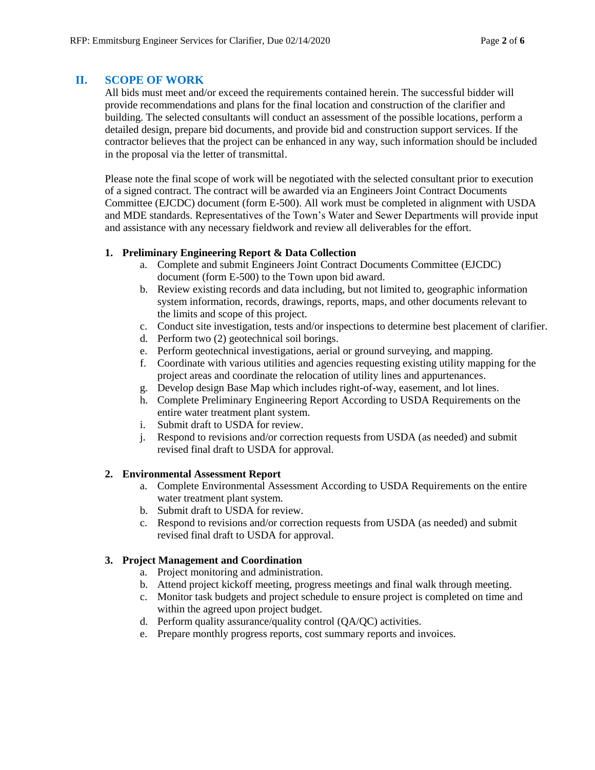## II. SCOPE OF WORK

All bids must meet and/or exceed the requirements contained herein. The successful bidder will provide recommendations and plans for the final location and construction of the clarifier and building. The selected consultants will conduct an assessment of the possible locations, perform a detailed design, prepare bid documents, and provide bid and construction support services. If the contractor believes that the project can be enhanced in any way, such information should be included in the proposal via the letter of transmittal.

Please note the final scope of work will be negotiated with the selected consultant prior to execution of a signed contract. The contract will be awarded via an Engineers Joint Contract Documents Committee (EJCDC) document (form E-500). All work must be completed in alignment with USDA and MDE standards. Representatives of the Town's Water and Sewer Departments will provide input and assistance with any necessary fieldwork and review all deliverables for the effort.

**1. Preliminary Engineering Report & Data Collection**

   a. Complete and submit Engineers Joint Contract Documents Committee (EJCDC) document (form E-500) to the Town upon bid award.
   b. Review existing records and data including, but not limited to, geographic information system information, records, drawings, reports, maps, and other documents relevant to the limits and scope of this project.
   c. Conduct site investigation, tests and/or inspections to determine best placement of clarifier.
   d. Perform two (2) geotechnical soil borings.
   e. Perform geotechnical investigations, aerial or ground surveying, and mapping.
   f. Coordinate with various utilities and agencies requesting existing utility mapping for the project areas and coordinate the relocation of utility lines and appurtenances.
   g. Develop design Base Map which includes right-of-way, easement, and lot lines.
   h. Complete Preliminary Engineering Report According to USDA Requirements on the entire water treatment plant system.
   i. Submit draft to USDA for review.
   j. Respond to revisions and/or correction requests from USDA (as needed) and submit revised final draft to USDA for approval.

**2. Environmental Assessment Report**

   a. Complete Environmental Assessment According to USDA Requirements on the entire water treatment plant system.
   b. Submit draft to USDA for review.
   c. Respond to revisions and/or correction requests from USDA (as needed) and submit revised final draft to USDA for approval.

**3. Project Management and Coordination**

   a. Project monitoring and administration.
   b. Attend project kickoff meeting, progress meetings and final walk through meeting.
   c. Monitor task budgets and project schedule to ensure project is completed on time and within the agreed upon project budget.
   d. Perform quality assurance/quality control (QA/QC) activities.
   e. Prepare monthly progress reports, cost summary reports and invoices.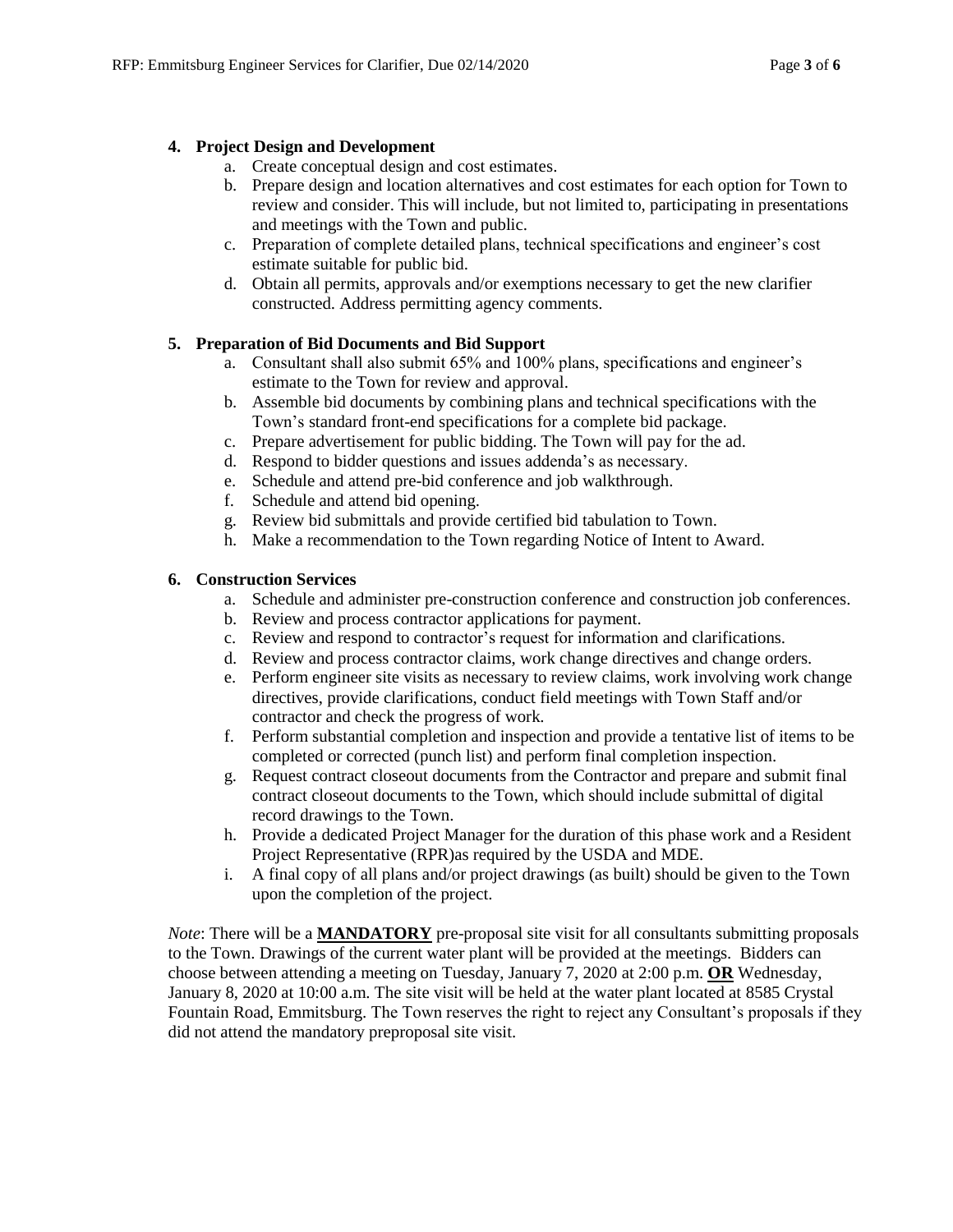**4. Project Design and Development**

a. Create conceptual design and cost estimates.
b. Prepare design and location alternatives and cost estimates for each option for Town to review and consider. This will include, but not limited to, participating in presentations and meetings with the Town and public.
c. Preparation of complete detailed plans, technical specifications and engineer's cost estimate suitable for public bid.
d. Obtain all permits, approvals and/or exemptions necessary to get the new clarifier constructed. Address permitting agency comments.

**5. Preparation of Bid Documents and Bid Support**

a. Consultant shall also submit 65% and 100% plans, specifications and engineer's estimate to the Town for review and approval.
b. Assemble bid documents by combining plans and technical specifications with the Town's standard front-end specifications for a complete bid package.
c. Prepare advertisement for public bidding. The Town will pay for the ad.
d. Respond to bidder questions and issues addenda's as necessary.
e. Schedule and attend pre-bid conference and job walkthrough.
f. Schedule and attend bid opening.
g. Review bid submittals and provide certified bid tabulation to Town.
h. Make a recommendation to the Town regarding Notice of Intent to Award.

**6. Construction Services**

a. Schedule and administer pre-construction conference and construction job conferences.
b. Review and process contractor applications for payment.
c. Review and respond to contractor's request for information and clarifications.
d. Review and process contractor claims, work change directives and change orders.
e. Perform engineer site visits as necessary to review claims, work involving work change directives, provide clarifications, conduct field meetings with Town Staff and/or contractor and check the progress of work.
f. Perform substantial completion and inspection and provide a tentative list of items to be completed or corrected (punch list) and perform final completion inspection.
g. Request contract closeout documents from the Contractor and prepare and submit final contract closeout documents to the Town, which should include submittal of digital record drawings to the Town.
h. Provide a dedicated Project Manager for the duration of this phase work and a Resident Project Representative (RPR)as required by the USDA and MDE.
i. A final copy of all plans and/or project drawings (as built) should be given to the Town upon the completion of the project.

*Note*: There will be a **MANDATORY** pre-proposal site visit for all consultants submitting proposals to the Town. Drawings of the current water plant will be provided at the meetings. Bidders can choose between attending a meeting on Tuesday, January 7, 2020 at 2:00 p.m. **OR** Wednesday, January 8, 2020 at 10:00 a.m. The site visit will be held at the water plant located at 8585 Crystal Fountain Road, Emmitsburg. The Town reserves the right to reject any Consultant's proposals if they did not attend the mandatory preproposal site visit.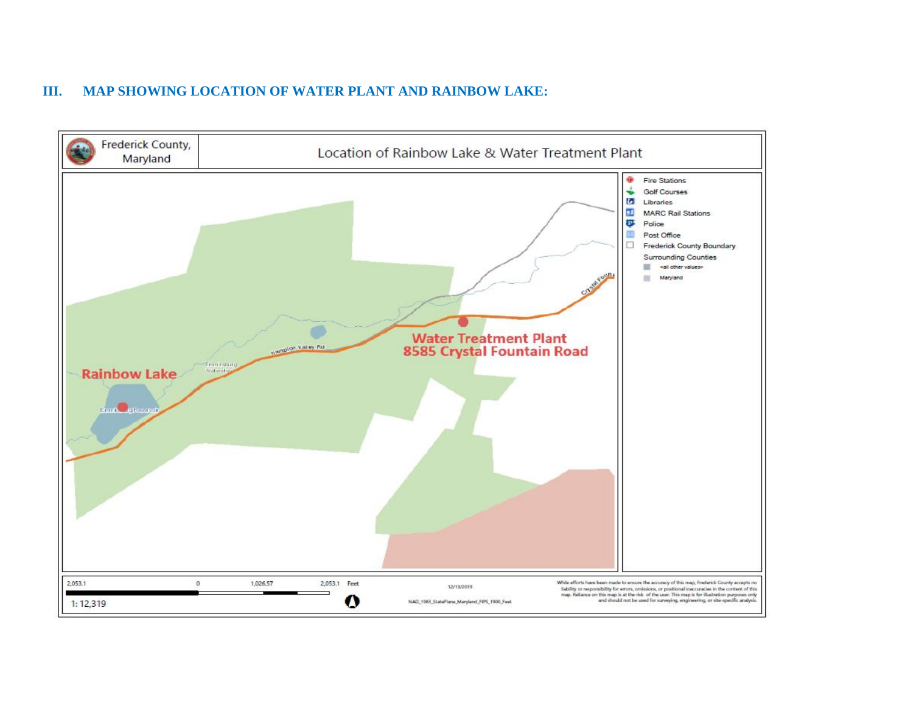### III. MAP SHOWING LOCATION OF WATER PLANT AND RAINBOW LAKE:

Frederick County, Maryland

Location of Rainbow Lake & Water Treatment Plant

Rainbow Lake

Water Treatment Plant
8585 Crystal Fountain Road

Hampton Valley Rd

Crystal Fountain

Emmitsburg Watershed

Emmitsburg Reservoir

- Fire Stations
- Golf Courses
- Libraries
- MARC Rail Stations
- Police
- Post Office
- Frederick County Boundary
- Surrounding Counties
  - <all other values>
  - Maryland

2,053.1 0 1,026.57 2,053.1 Feet

1: 12,319

12/13/2019

NAD_1983_StatePlane_Maryland_FIPS_1900_Feet

While efforts have been made to ensure the accuracy of this map, Frederick County accepts no liability or responsibility for errors, omissions, or positional inaccuracies in the content of this map. Reliance on this map is at the risk of the user. This map is for illustration purposes only and should not be used for surveying, engineering, or site-specific analysis.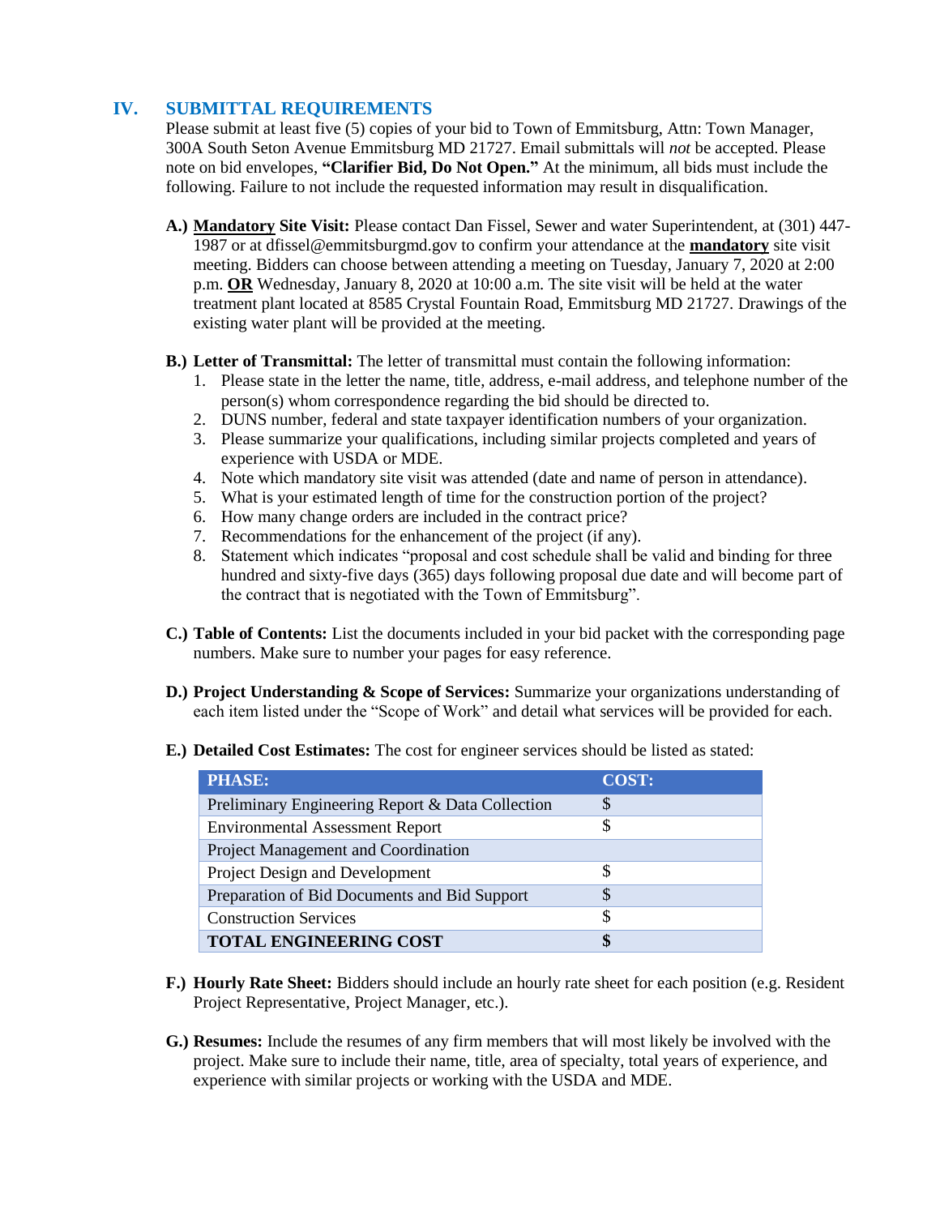## IV. SUBMITTAL REQUIREMENTS

Please submit at least five (5) copies of your bid to Town of Emmitsburg, Attn: Town Manager, 300A South Seton Avenue Emmitsburg MD 21727. Email submittals will *not* be accepted. Please note on bid envelopes, **"Clarifier Bid, Do Not Open."** At the minimum, all bids must include the following. Failure to not include the requested information may result in disqualification.

**A.) Mandatory Site Visit:** Please contact Dan Fissel, Sewer and water Superintendent, at (301) 447-1987 or at dfissel@emmitsburgmd.gov to confirm your attendance at the **mandatory** site visit meeting. Bidders can choose between attending a meeting on Tuesday, January 7, 2020 at 2:00 p.m. **OR** Wednesday, January 8, 2020 at 10:00 a.m. The site visit will be held at the water treatment plant located at 8585 Crystal Fountain Road, Emmitsburg MD 21727. Drawings of the existing water plant will be provided at the meeting.

**B.) Letter of Transmittal:** The letter of transmittal must contain the following information:

1. Please state in the letter the name, title, address, e-mail address, and telephone number of the person(s) whom correspondence regarding the bid should be directed to.
2. DUNS number, federal and state taxpayer identification numbers of your organization.
3. Please summarize your qualifications, including similar projects completed and years of experience with USDA or MDE.
4. Note which mandatory site visit was attended (date and name of person in attendance).
5. What is your estimated length of time for the construction portion of the project?
6. How many change orders are included in the contract price?
7. Recommendations for the enhancement of the project (if any).
8. Statement which indicates "proposal and cost schedule shall be valid and binding for three hundred and sixty-five days (365) days following proposal due date and will become part of the contract that is negotiated with the Town of Emmitsburg".

**C.) Table of Contents:** List the documents included in your bid packet with the corresponding page numbers. Make sure to number your pages for easy reference.

**D.) Project Understanding & Scope of Services:** Summarize your organizations understanding of each item listed under the "Scope of Work" and detail what services will be provided for each.

**E.) Detailed Cost Estimates:** The cost for engineer services should be listed as stated:

| PHASE: | COST: |
|---|---|
| Preliminary Engineering Report & Data Collection | $ |
| Environmental Assessment Report | $ |
| Project Management and Coordination | |
| Project Design and Development | $ |
| Preparation of Bid Documents and Bid Support | $ |
| Construction Services | $ |
| **TOTAL ENGINEERING COST** | **$** |

**F.) Hourly Rate Sheet:** Bidders should include an hourly rate sheet for each position (e.g. Resident Project Representative, Project Manager, etc.).

**G.) Resumes:** Include the resumes of any firm members that will most likely be involved with the project. Make sure to include their name, title, area of specialty, total years of experience, and experience with similar projects or working with the USDA and MDE.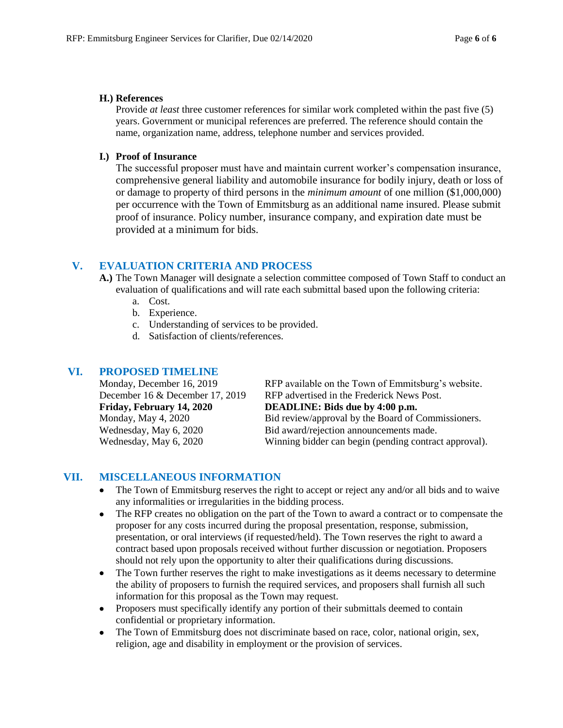**H.) References**

Provide *at least* three customer references for similar work completed within the past five (5) years. Government or municipal references are preferred. The reference should contain the name, organization name, address, telephone number and services provided.

**I.) Proof of Insurance**

The successful proposer must have and maintain current worker's compensation insurance, comprehensive general liability and automobile insurance for bodily injury, death or loss of or damage to property of third persons in the *minimum amount* of one million ($1,000,000) per occurrence with the Town of Emmitsburg as an additional name insured. Please submit proof of insurance. Policy number, insurance company, and expiration date must be provided at a minimum for bids.

## V. EVALUATION CRITERIA AND PROCESS

**A.)** The Town Manager will designate a selection committee composed of Town Staff to conduct an evaluation of qualifications and will rate each submittal based upon the following criteria:

a. Cost.
b. Experience.
c. Understanding of services to be provided.
d. Satisfaction of clients/references.

## VI. PROPOSED TIMELINE

| | |
|---|---|
| Monday, December 16, 2019 | RFP available on the Town of Emmitsburg's website. |
| December 16 & December 17, 2019 | RFP advertised in the Frederick News Post. |
| **Friday, February 14, 2020** | **DEADLINE: Bids due by 4:00 p.m.** |
| Monday, May 4, 2020 | Bid review/approval by the Board of Commissioners. |
| Wednesday, May 6, 2020 | Bid award/rejection announcements made. |
| Wednesday, May 6, 2020 | Winning bidder can begin (pending contract approval). |

## VII. MISCELLANEOUS INFORMATION

- The Town of Emmitsburg reserves the right to accept or reject any and/or all bids and to waive any informalities or irregularities in the bidding process.
- The RFP creates no obligation on the part of the Town to award a contract or to compensate the proposer for any costs incurred during the proposal presentation, response, submission, presentation, or oral interviews (if requested/held). The Town reserves the right to award a contract based upon proposals received without further discussion or negotiation. Proposers should not rely upon the opportunity to alter their qualifications during discussions.
- The Town further reserves the right to make investigations as it deems necessary to determine the ability of proposers to furnish the required services, and proposers shall furnish all such information for this proposal as the Town may request.
- Proposers must specifically identify any portion of their submittals deemed to contain confidential or proprietary information.
- The Town of Emmitsburg does not discriminate based on race, color, national origin, sex, religion, age and disability in employment or the provision of services.